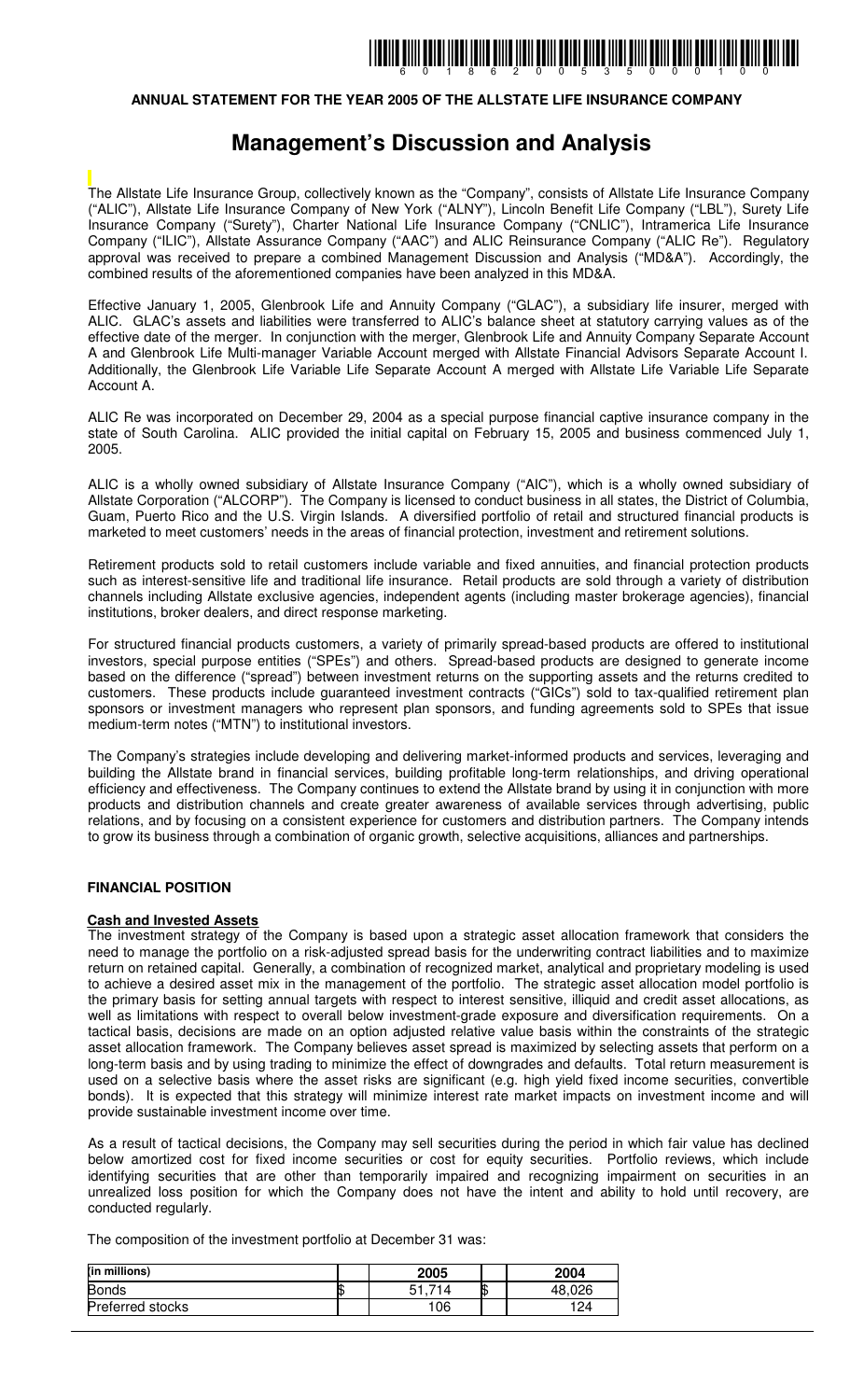**ANNUAL STATEMENT FOR THE YEAR 2005 OF THE ALLSTATE LIFE INSURANCE COMPANY**

# Management's Discussion and Analysis

The Allstate Life Insurance Group, collectively known as the "Company", consists of Allstate Life Insurance Company ("ALIC"), Allstate Life Insurance Company of New York ("ALNY"), Lincoln Benefit Life Company ("LBL"), Surety Life Insurance Company ("Surety"), Charter National Life Insurance Company ("CNLIC"), Intramerica Life Insurance Company ("ILIC"), Allstate Assurance Company ("AAC") and ALIC Reinsurance Company ("ALIC Re"). Regulatory approval was received to prepare a combined Management Discussion and Analysis ("MD&A"). Accordingly, the combined results of the aforementioned companies have been analyzed in this MD&A.

Effective January 1, 2005, Glenbrook Life and Annuity Company ("GLAC"), a subsidiary life insurer, merged with ALIC. GLAC's assets and liabilities were transferred to ALIC's balance sheet at statutory carrying values as of the effective date of the merger. In conjunction with the merger, Glenbrook Life and Annuity Company Separate Account A and Glenbrook Life Multi-manager Variable Account merged with Allstate Financial Advisors Separate Account I. Additionally, the Glenbrook Life Variable Life Separate Account A merged with Allstate Life Variable Life Separate Account A.

ALIC Re was incorporated on December 29, 2004 as a special purpose financial captive insurance company in the state of South Carolina. ALIC provided the initial capital on February 15, 2005 and business commenced July 1, 2005.

ALIC is a wholly owned subsidiary of Allstate Insurance Company ("AIC"), which is a wholly owned subsidiary of Allstate Corporation ("ALCORP"). The Company is licensed to conduct business in all states, the District of Columbia, Guam, Puerto Rico and the U.S. Virgin Islands. A diversified portfolio of retail and structured financial products is marketed to meet customers' needs in the areas of financial protection, investment and retirement solutions.

Retirement products sold to retail customers include variable and fixed annuities, and financial protection products such as interest-sensitive life and traditional life insurance. Retail products are sold through a variety of distribution channels including Allstate exclusive agencies, independent agents (including master brokerage agencies), financial institutions, broker dealers, and direct response marketing.

For structured financial products customers, a variety of primarily spread-based products are offered to institutional investors, special purpose entities ("SPEs") and others. Spread-based products are designed to generate income based on the difference ("spread") between investment returns on the supporting assets and the returns credited to customers. These products include guaranteed investment contracts ("GICs") sold to tax-qualified retirement plan sponsors or investment managers who represent plan sponsors, and funding agreements sold to SPEs that issue medium-term notes ("MTN") to institutional investors.

The Company's strategies include developing and delivering market-informed products and services, leveraging and building the Allstate brand in financial services, building profitable long-term relationships, and driving operational efficiency and effectiveness. The Company continues to extend the Allstate brand by using it in conjunction with more products and distribution channels and create greater awareness of available services through advertising, public relations, and by focusing on a consistent experience for customers and distribution partners. The Company intends to grow its business through a combination of organic growth, selective acquisitions, alliances and partnerships.

## FINANCIAL POSITION

### Cash and Invested Assets

The investment strategy of the Company is based upon a strategic asset allocation framework that considers the need to manage the portfolio on a risk-adjusted spread basis for the underwriting contract liabilities and to maximize return on retained capital. Generally, a combination of recognized market, analytical and proprietary modeling is used to achieve a desired asset mix in the management of the portfolio. The strategic asset allocation model portfolio is the primary basis for setting annual targets with respect to interest sensitive, illiquid and credit asset allocations, as well as limitations with respect to overall below investment-grade exposure and diversification requirements. On a tactical basis, decisions are made on an option adjusted relative value basis within the constraints of the strategic asset allocation framework. The Company believes asset spread is maximized by selecting assets that perform on a long-term basis and by using trading to minimize the effect of downgrades and defaults. Total return measurement is used on a selective basis where the asset risks are significant (e.g. high yield fixed income securities, convertible bonds). It is expected that this strategy will minimize interest rate market impacts on investment income and will provide sustainable investment income over time.

As a result of tactical decisions, the Company may sell securities during the period in which fair value has declined below amortized cost for fixed income securities or cost for equity securities. Portfolio reviews, which include identifying securities that are other than temporarily impaired and recognizing impairment on securities in an unrealized loss position for which the Company does not have the intent and ability to hold until recovery, are conducted regularly.

The composition of the investment portfolio at December 31 was:

| (in millions) | | 2005 | | 2004 |
|---|---|---|---|---|
| Bonds | $ | 51,714 | $ | 48,026 |
| Preferred stocks | | 106 | | 124 |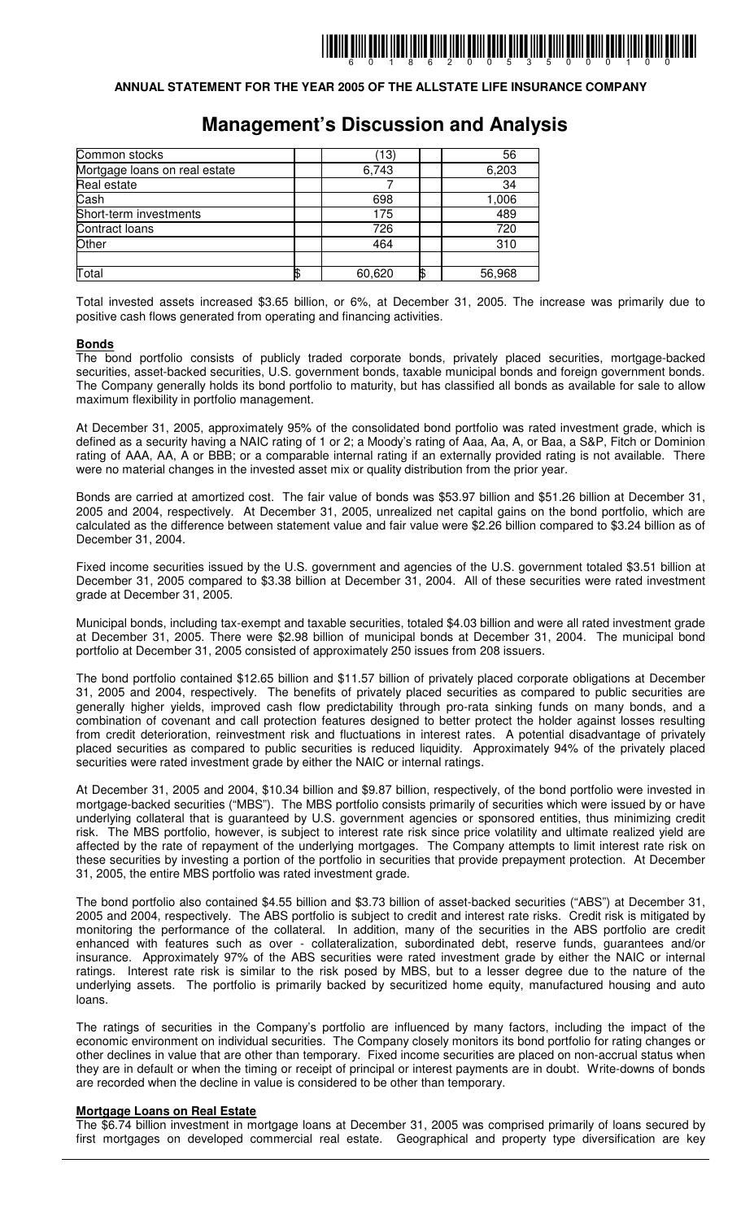ANNUAL STATEMENT FOR THE YEAR 2005 OF THE ALLSTATE LIFE INSURANCE COMPANY

# Management's Discussion and Analysis

| | | |
|---|---|---|
| Common stocks | (13) | 56 |
| Mortgage loans on real estate | 6,743 | 6,203 |
| Real estate | 7 | 34 |
| Cash | 698 | 1,006 |
| Short-term investments | 175 | 489 |
| Contract loans | 726 | 720 |
| Other | 464 | 310 |
| Total | $ 60,620 | $ 56,968 |

Total invested assets increased $3.65 billion, or 6%, at December 31, 2005. The increase was primarily due to positive cash flows generated from operating and financing activities.

**Bonds**

The bond portfolio consists of publicly traded corporate bonds, privately placed securities, mortgage-backed securities, asset-backed securities, U.S. government bonds, taxable municipal bonds and foreign government bonds. The Company generally holds its bond portfolio to maturity, but has classified all bonds as available for sale to allow maximum flexibility in portfolio management.

At December 31, 2005, approximately 95% of the consolidated bond portfolio was rated investment grade, which is defined as a security having a NAIC rating of 1 or 2; a Moody's rating of Aaa, Aa, A, or Baa, a S&P, Fitch or Dominion rating of AAA, AA, A or BBB; or a comparable internal rating if an externally provided rating is not available. There were no material changes in the invested asset mix or quality distribution from the prior year.

Bonds are carried at amortized cost. The fair value of bonds was $53.97 billion and $51.26 billion at December 31, 2005 and 2004, respectively. At December 31, 2005, unrealized net capital gains on the bond portfolio, which are calculated as the difference between statement value and fair value were $2.26 billion compared to $3.24 billion as of December 31, 2004.

Fixed income securities issued by the U.S. government and agencies of the U.S. government totaled $3.51 billion at December 31, 2005 compared to $3.38 billion at December 31, 2004. All of these securities were rated investment grade at December 31, 2005.

Municipal bonds, including tax-exempt and taxable securities, totaled $4.03 billion and were all rated investment grade at December 31, 2005. There were $2.98 billion of municipal bonds at December 31, 2004. The municipal bond portfolio at December 31, 2005 consisted of approximately 250 issues from 208 issuers.

The bond portfolio contained $12.65 billion and $11.57 billion of privately placed corporate obligations at December 31, 2005 and 2004, respectively. The benefits of privately placed securities as compared to public securities are generally higher yields, improved cash flow predictability through pro-rata sinking funds on many bonds, and a combination of covenant and call protection features designed to better protect the holder against losses resulting from credit deterioration, reinvestment risk and fluctuations in interest rates. A potential disadvantage of privately placed securities as compared to public securities is reduced liquidity. Approximately 94% of the privately placed securities were rated investment grade by either the NAIC or internal ratings.

At December 31, 2005 and 2004, $10.34 billion and $9.87 billion, respectively, of the bond portfolio were invested in mortgage-backed securities ("MBS"). The MBS portfolio consists primarily of securities which were issued by or have underlying collateral that is guaranteed by U.S. government agencies or sponsored entities, thus minimizing credit risk. The MBS portfolio, however, is subject to interest rate risk since price volatility and ultimate realized yield are affected by the rate of repayment of the underlying mortgages. The Company attempts to limit interest rate risk on these securities by investing a portion of the portfolio in securities that provide prepayment protection. At December 31, 2005, the entire MBS portfolio was rated investment grade.

The bond portfolio also contained $4.55 billion and $3.73 billion of asset-backed securities ("ABS") at December 31, 2005 and 2004, respectively. The ABS portfolio is subject to credit and interest rate risks. Credit risk is mitigated by monitoring the performance of the collateral. In addition, many of the securities in the ABS portfolio are credit enhanced with features such as over - collateralization, subordinated debt, reserve funds, guarantees and/or insurance. Approximately 97% of the ABS securities were rated investment grade by either the NAIC or internal ratings. Interest rate risk is similar to the risk posed by MBS, but to a lesser degree due to the nature of the underlying assets. The portfolio is primarily backed by securitized home equity, manufactured housing and auto loans.

The ratings of securities in the Company's portfolio are influenced by many factors, including the impact of the economic environment on individual securities. The Company closely monitors its bond portfolio for rating changes or other declines in value that are other than temporary. Fixed income securities are placed on non-accrual status when they are in default or when the timing or receipt of principal or interest payments are in doubt. Write-downs of bonds are recorded when the decline in value is considered to be other than temporary.

**Mortgage Loans on Real Estate**

The $6.74 billion investment in mortgage loans at December 31, 2005 was comprised primarily of loans secured by first mortgages on developed commercial real estate. Geographical and property type diversification are key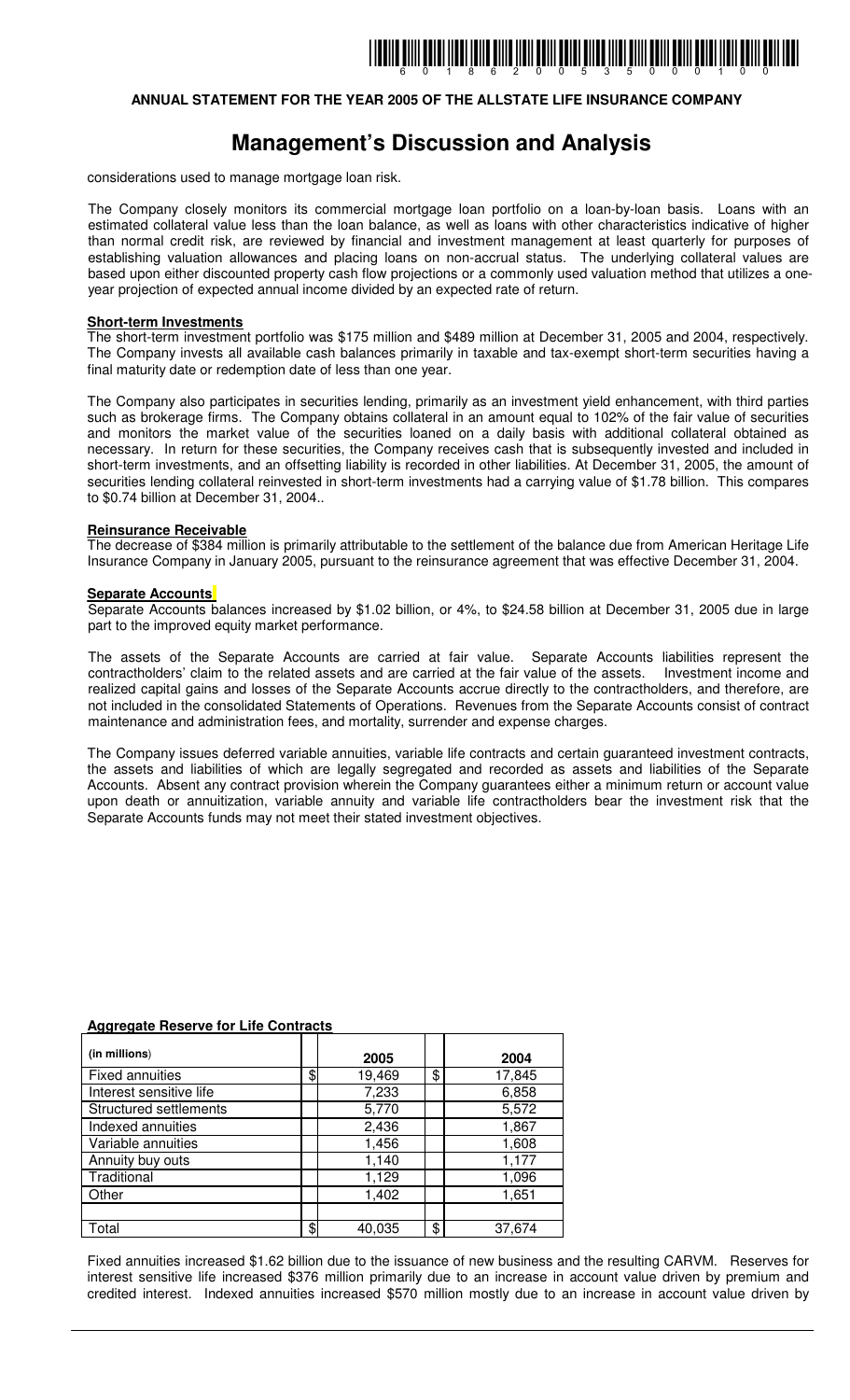considerations used to manage mortgage loan risk.

The Company closely monitors its commercial mortgage loan portfolio on a loan-by-loan basis. Loans with an estimated collateral value less than the loan balance, as well as loans with other characteristics indicative of higher than normal credit risk, are reviewed by financial and investment management at least quarterly for purposes of establishing valuation allowances and placing loans on non-accrual status. The underlying collateral values are based upon either discounted property cash flow projections or a commonly used valuation method that utilizes a one-year projection of expected annual income divided by an expected rate of return.

**Short-term Investments**

The short-term investment portfolio was $175 million and $489 million at December 31, 2005 and 2004, respectively. The Company invests all available cash balances primarily in taxable and tax-exempt short-term securities having a final maturity date or redemption date of less than one year.

The Company also participates in securities lending, primarily as an investment yield enhancement, with third parties such as brokerage firms. The Company obtains collateral in an amount equal to 102% of the fair value of securities and monitors the market value of the securities loaned on a daily basis with additional collateral obtained as necessary. In return for these securities, the Company receives cash that is subsequently invested and included in short-term investments, and an offsetting liability is recorded in other liabilities. At December 31, 2005, the amount of securities lending collateral reinvested in short-term investments had a carrying value of $1.78 billion. This compares to $0.74 billion at December 31, 2004..

**Reinsurance Receivable**

The decrease of $384 million is primarily attributable to the settlement of the balance due from American Heritage Life Insurance Company in January 2005, pursuant to the reinsurance agreement that was effective December 31, 2004.

**Separate Accounts**

Separate Accounts balances increased by $1.02 billion, or 4%, to $24.58 billion at December 31, 2005 due in large part to the improved equity market performance.

The assets of the Separate Accounts are carried at fair value. Separate Accounts liabilities represent the contractholders' claim to the related assets and are carried at the fair value of the assets. Investment income and realized capital gains and losses of the Separate Accounts accrue directly to the contractholders, and therefore, are not included in the consolidated Statements of Operations. Revenues from the Separate Accounts consist of contract maintenance and administration fees, and mortality, surrender and expense charges.

The Company issues deferred variable annuities, variable life contracts and certain guaranteed investment contracts, the assets and liabilities of which are legally segregated and recorded as assets and liabilities of the Separate Accounts. Absent any contract provision wherein the Company guarantees either a minimum return or account value upon death or annuitization, variable annuity and variable life contractholders bear the investment risk that the Separate Accounts funds may not meet their stated investment objectives.

**Aggregate Reserve for Life Contracts**

| (in millions) | | 2005 | | 2004 |
|---|---|---|---|---|
| Fixed annuities | $ | 19,469 | $ | 17,845 |
| Interest sensitive life | | 7,233 | | 6,858 |
| Structured settlements | | 5,770 | | 5,572 |
| Indexed annuities | | 2,436 | | 1,867 |
| Variable annuities | | 1,456 | | 1,608 |
| Annuity buy outs | | 1,140 | | 1,177 |
| Traditional | | 1,129 | | 1,096 |
| Other | | 1,402 | | 1,651 |
| | | | | |
| Total | $ | 40,035 | $ | 37,674 |

Fixed annuities increased $1.62 billion due to the issuance of new business and the resulting CARVM. Reserves for interest sensitive life increased $376 million primarily due to an increase in account value driven by premium and credited interest. Indexed annuities increased $570 million mostly due to an increase in account value driven by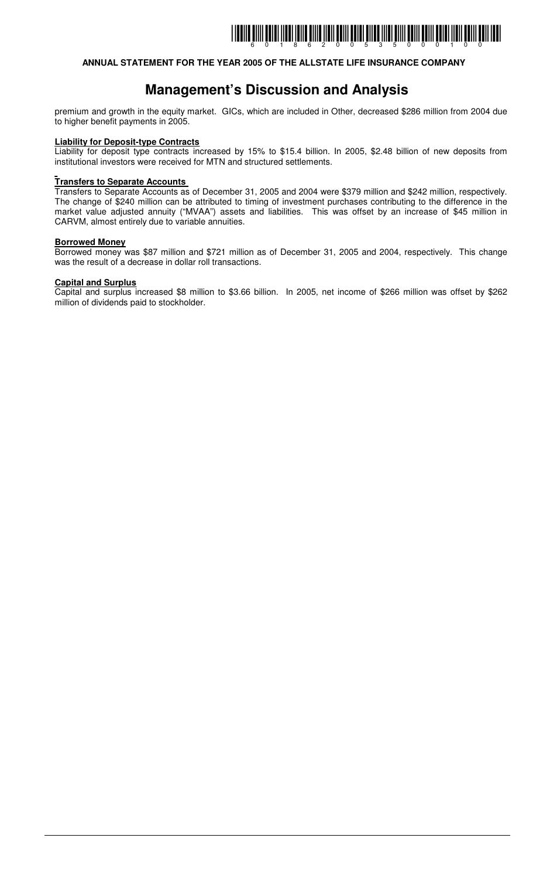premium and growth in the equity market. GICs, which are included in Other, decreased $286 million from 2004 due to higher benefit payments in 2005.

**Liability for Deposit-type Contracts**

Liability for deposit type contracts increased by 15% to $15.4 billion. In 2005, $2.48 billion of new deposits from institutional investors were received for MTN and structured settlements.

**Transfers to Separate Accounts**

Transfers to Separate Accounts as of December 31, 2005 and 2004 were $379 million and $242 million, respectively. The change of $240 million can be attributed to timing of investment purchases contributing to the difference in the market value adjusted annuity ("MVAA") assets and liabilities. This was offset by an increase of $45 million in CARVM, almost entirely due to variable annuities.

**Borrowed Money**

Borrowed money was $87 million and $721 million as of December 31, 2005 and 2004, respectively. This change was the result of a decrease in dollar roll transactions.

**Capital and Surplus**

Capital and surplus increased $8 million to $3.66 billion. In 2005, net income of $266 million was offset by $262 million of dividends paid to stockholder.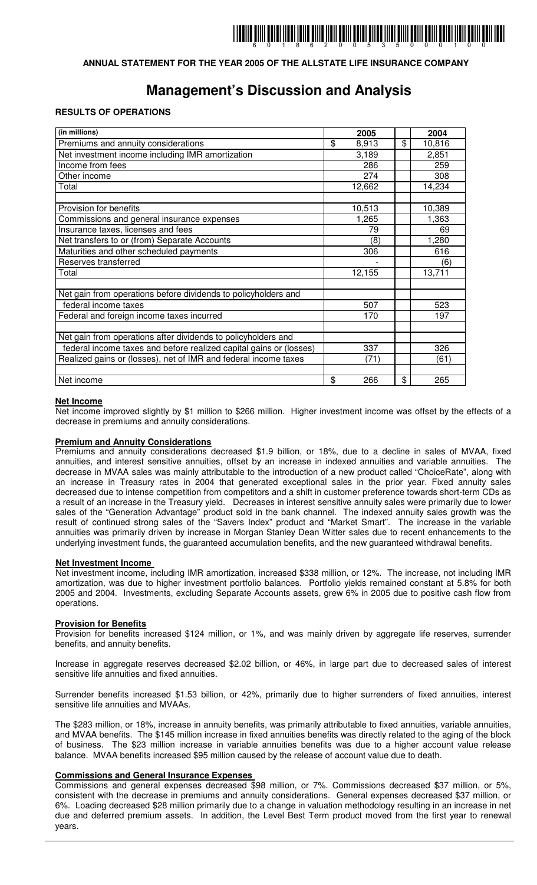**ANNUAL STATEMENT FOR THE YEAR 2005 OF THE ALLSTATE LIFE INSURANCE COMPANY**

# Management's Discussion and Analysis

**RESULTS OF OPERATIONS**

| (in millions) | 2005 | 2004 |
|---|---|---|
| Premiums and annuity considerations | $ 8,913 | $ 10,816 |
| Net investment income including IMR amortization | 3,189 | 2,851 |
| Income from fees | 286 | 259 |
| Other income | 274 | 308 |
| Total | 12,662 | 14,234 |
| | | |
| Provision for benefits | 10,513 | 10,389 |
| Commissions and general insurance expenses | 1,265 | 1,363 |
| Insurance taxes, licenses and fees | 79 | 69 |
| Net transfers to or (from) Separate Accounts | (8) | 1,280 |
| Maturities and other scheduled payments | 306 | 616 |
| Reserves transferred | - | (6) |
| Total | 12,155 | 13,711 |
| | | |
| Net gain from operations before dividends to policyholders and federal income taxes | 507 | 523 |
| Federal and foreign income taxes incurred | 170 | 197 |
| | | |
| Net gain from operations after dividends to policyholders and federal income taxes and before realized capital gains or (losses) | 337 | 326 |
| Realized gains or (losses), net of IMR and federal income taxes | (71) | (61) |
| | | |
| Net income | $ 266 | $ 265 |

**Net Income**

Net income improved slightly by $1 million to $266 million. Higher investment income was offset by the effects of a decrease in premiums and annuity considerations.

**Premium and Annuity Considerations**

Premiums and annuity considerations decreased $1.9 billion, or 18%, due to a decline in sales of MVAA, fixed annuities, and interest sensitive annuities, offset by an increase in indexed annuities and variable annuities. The decrease in MVAA sales was mainly attributable to the introduction of a new product called "ChoiceRate", along with an increase in Treasury rates in 2004 that generated exceptional sales in the prior year. Fixed annuity sales decreased due to intense competition from competitors and a shift in customer preference towards short-term CDs as a result of an increase in the Treasury yield. Decreases in interest sensitive annuity sales were primarily due to lower sales of the "Generation Advantage" product sold in the bank channel. The indexed annuity sales growth was the result of continued strong sales of the "Savers Index" product and "Market Smart". The increase in the variable annuities was primarily driven by increase in Morgan Stanley Dean Witter sales due to recent enhancements to the underlying investment funds, the guaranteed accumulation benefits, and the new guaranteed withdrawal benefits.

**Net Investment Income**

Net investment income, including IMR amortization, increased $338 million, or 12%. The increase, not including IMR amortization, was due to higher investment portfolio balances. Portfolio yields remained constant at 5.8% for both 2005 and 2004. Investments, excluding Separate Accounts assets, grew 6% in 2005 due to positive cash flow from operations.

**Provision for Benefits**

Provision for benefits increased $124 million, or 1%, and was mainly driven by aggregate life reserves, surrender benefits, and annuity benefits.

Increase in aggregate reserves decreased $2.02 billion, or 46%, in large part due to decreased sales of interest sensitive life annuities and fixed annuities.

Surrender benefits increased $1.53 billion, or 42%, primarily due to higher surrenders of fixed annuities, interest sensitive life annuities and MVAAs.

The $283 million, or 18%, increase in annuity benefits, was primarily attributable to fixed annuities, variable annuities, and MVAA benefits. The $145 million increase in fixed annuities benefits was directly related to the aging of the block of business. The $23 million increase in variable annuities benefits was due to a higher account value release balance. MVAA benefits increased $95 million caused by the release of account value due to death.

**Commissions and General Insurance Expenses**

Commissions and general expenses decreased $98 million, or 7%. Commissions decreased $37 million, or 5%, consistent with the decrease in premiums and annuity considerations. General expenses decreased $37 million, or 6%. Loading decreased $28 million primarily due to a change in valuation methodology resulting in an increase in net due and deferred premium assets. In addition, the Level Best Term product moved from the first year to renewal years.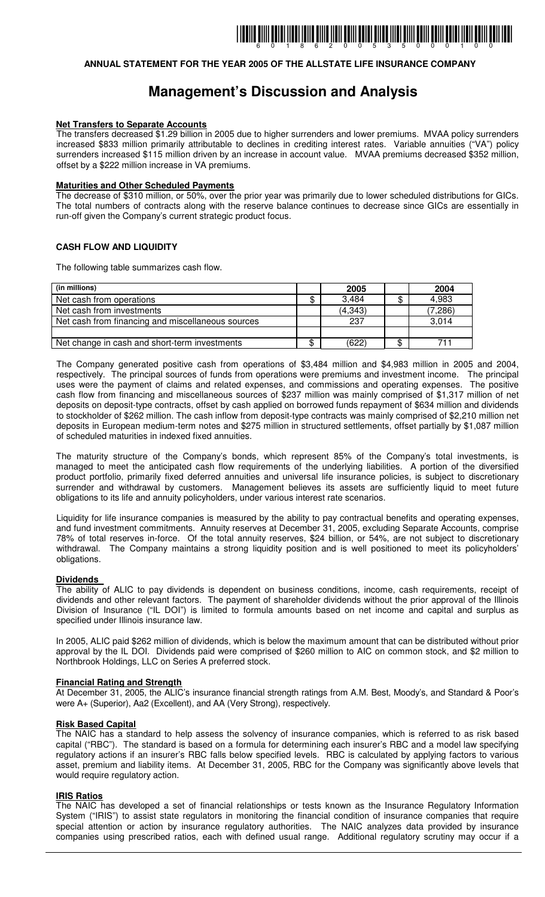**ANNUAL STATEMENT FOR THE YEAR 2005 OF THE ALLSTATE LIFE INSURANCE COMPANY**

# Management's Discussion and Analysis

**Net Transfers to Separate Accounts**

The transfers decreased $1.29 billion in 2005 due to higher surrenders and lower premiums. MVAA policy surrenders increased $833 million primarily attributable to declines in crediting interest rates. Variable annuities ("VA") policy surrenders increased $115 million driven by an increase in account value. MVAA premiums decreased $352 million, offset by a $222 million increase in VA premiums.

**Maturities and Other Scheduled Payments**

The decrease of $310 million, or 50%, over the prior year was primarily due to lower scheduled distributions for GICs. The total numbers of contracts along with the reserve balance continues to decrease since GICs are essentially in run-off given the Company's current strategic product focus.

## CASH FLOW AND LIQUIDITY

The following table summarizes cash flow.

| (in millions) | | 2005 | | 2004 |
|---|---|---|---|---|
| Net cash from operations | $ | 3,484 | $ | 4,983 |
| Net cash from investments | | (4,343) | | (7,286) |
| Net cash from financing and miscellaneous sources | | 237 | | 3,014 |
| | | | | |
| Net change in cash and short-term investments | $ | (622) | $ | 711 |

The Company generated positive cash from operations of $3,484 million and $4,983 million in 2005 and 2004, respectively. The principal sources of funds from operations were premiums and investment income. The principal uses were the payment of claims and related expenses, and commissions and operating expenses. The positive cash flow from financing and miscellaneous sources of $237 million was mainly comprised of $1,317 million of net deposits on deposit-type contracts, offset by cash applied on borrowed funds repayment of $634 million and dividends to stockholder of $262 million. The cash inflow from deposit-type contracts was mainly comprised of $2,210 million net deposits in European medium-term notes and $275 million in structured settlements, offset partially by $1,087 million of scheduled maturities in indexed fixed annuities.

The maturity structure of the Company's bonds, which represent 85% of the Company's total investments, is managed to meet the anticipated cash flow requirements of the underlying liabilities. A portion of the diversified product portfolio, primarily fixed deferred annuities and universal life insurance policies, is subject to discretionary surrender and withdrawal by customers. Management believes its assets are sufficiently liquid to meet future obligations to its life and annuity policyholders, under various interest rate scenarios.

Liquidity for life insurance companies is measured by the ability to pay contractual benefits and operating expenses, and fund investment commitments. Annuity reserves at December 31, 2005, excluding Separate Accounts, comprise 78% of total reserves in-force. Of the total annuity reserves, $24 billion, or 54%, are not subject to discretionary withdrawal. The Company maintains a strong liquidity position and is well positioned to meet its policyholders' obligations.

**Dividends**

The ability of ALIC to pay dividends is dependent on business conditions, income, cash requirements, receipt of dividends and other relevant factors. The payment of shareholder dividends without the prior approval of the Illinois Division of Insurance ("IL DOI") is limited to formula amounts based on net income and capital and surplus as specified under Illinois insurance law.

In 2005, ALIC paid $262 million of dividends, which is below the maximum amount that can be distributed without prior approval by the IL DOI. Dividends paid were comprised of $260 million to AIC on common stock, and $2 million to Northbrook Holdings, LLC on Series A preferred stock.

**Financial Rating and Strength**

At December 31, 2005, the ALIC's insurance financial strength ratings from A.M. Best, Moody's, and Standard & Poor's were A+ (Superior), Aa2 (Excellent), and AA (Very Strong), respectively.

**Risk Based Capital**

The NAIC has a standard to help assess the solvency of insurance companies, which is referred to as risk based capital ("RBC"). The standard is based on a formula for determining each insurer's RBC and a model law specifying regulatory actions if an insurer's RBC falls below specified levels. RBC is calculated by applying factors to various asset, premium and liability items. At December 31, 2005, RBC for the Company was significantly above levels that would require regulatory action.

**IRIS Ratios**

The NAIC has developed a set of financial relationships or tests known as the Insurance Regulatory Information System ("IRIS") to assist state regulators in monitoring the financial condition of insurance companies that require special attention or action by insurance regulatory authorities. The NAIC analyzes data provided by insurance companies using prescribed ratios, each with defined usual range. Additional regulatory scrutiny may occur if a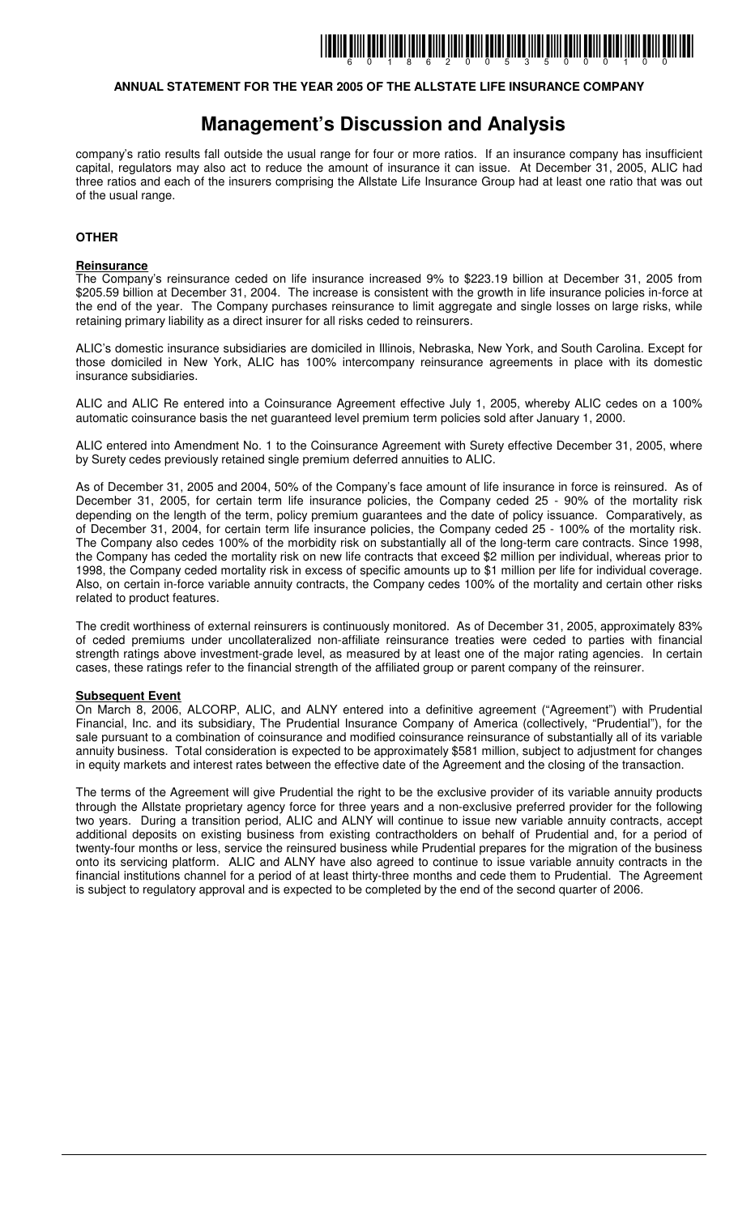company's ratio results fall outside the usual range for four or more ratios. If an insurance company has insufficient capital, regulators may also act to reduce the amount of insurance it can issue. At December 31, 2005, ALIC had three ratios and each of the insurers comprising the Allstate Life Insurance Group had at least one ratio that was out of the usual range.

## OTHER

### Reinsurance

The Company's reinsurance ceded on life insurance increased 9% to $223.19 billion at December 31, 2005 from $205.59 billion at December 31, 2004. The increase is consistent with the growth in life insurance policies in-force at the end of the year. The Company purchases reinsurance to limit aggregate and single losses on large risks, while retaining primary liability as a direct insurer for all risks ceded to reinsurers.

ALIC's domestic insurance subsidiaries are domiciled in Illinois, Nebraska, New York, and South Carolina. Except for those domiciled in New York, ALIC has 100% intercompany reinsurance agreements in place with its domestic insurance subsidiaries.

ALIC and ALIC Re entered into a Coinsurance Agreement effective July 1, 2005, whereby ALIC cedes on a 100% automatic coinsurance basis the net guaranteed level premium term policies sold after January 1, 2000.

ALIC entered into Amendment No. 1 to the Coinsurance Agreement with Surety effective December 31, 2005, where by Surety cedes previously retained single premium deferred annuities to ALIC.

As of December 31, 2005 and 2004, 50% of the Company's face amount of life insurance in force is reinsured. As of December 31, 2005, for certain term life insurance policies, the Company ceded 25 - 90% of the mortality risk depending on the length of the term, policy premium guarantees and the date of policy issuance. Comparatively, as of December 31, 2004, for certain term life insurance policies, the Company ceded 25 - 100% of the mortality risk. The Company also cedes 100% of the morbidity risk on substantially all of the long-term care contracts. Since 1998, the Company has ceded the mortality risk on new life contracts that exceed $2 million per individual, whereas prior to 1998, the Company ceded mortality risk in excess of specific amounts up to $1 million per life for individual coverage. Also, on certain in-force variable annuity contracts, the Company cedes 100% of the mortality and certain other risks related to product features.

The credit worthiness of external reinsurers is continuously monitored. As of December 31, 2005, approximately 83% of ceded premiums under uncollateralized non-affiliate reinsurance treaties were ceded to parties with financial strength ratings above investment-grade level, as measured by at least one of the major rating agencies. In certain cases, these ratings refer to the financial strength of the affiliated group or parent company of the reinsurer.

### Subsequent Event

On March 8, 2006, ALCORP, ALIC, and ALNY entered into a definitive agreement ("Agreement") with Prudential Financial, Inc. and its subsidiary, The Prudential Insurance Company of America (collectively, "Prudential"), for the sale pursuant to a combination of coinsurance and modified coinsurance reinsurance of substantially all of its variable annuity business. Total consideration is expected to be approximately $581 million, subject to adjustment for changes in equity markets and interest rates between the effective date of the Agreement and the closing of the transaction.

The terms of the Agreement will give Prudential the right to be the exclusive provider of its variable annuity products through the Allstate proprietary agency force for three years and a non-exclusive preferred provider for the following two years. During a transition period, ALIC and ALNY will continue to issue new variable annuity contracts, accept additional deposits on existing business from existing contractholders on behalf of Prudential and, for a period of twenty-four months or less, service the reinsured business while Prudential prepares for the migration of the business onto its servicing platform. ALIC and ALNY have also agreed to continue to issue variable annuity contracts in the financial institutions channel for a period of at least thirty-three months and cede them to Prudential. The Agreement is subject to regulatory approval and is expected to be completed by the end of the second quarter of 2006.